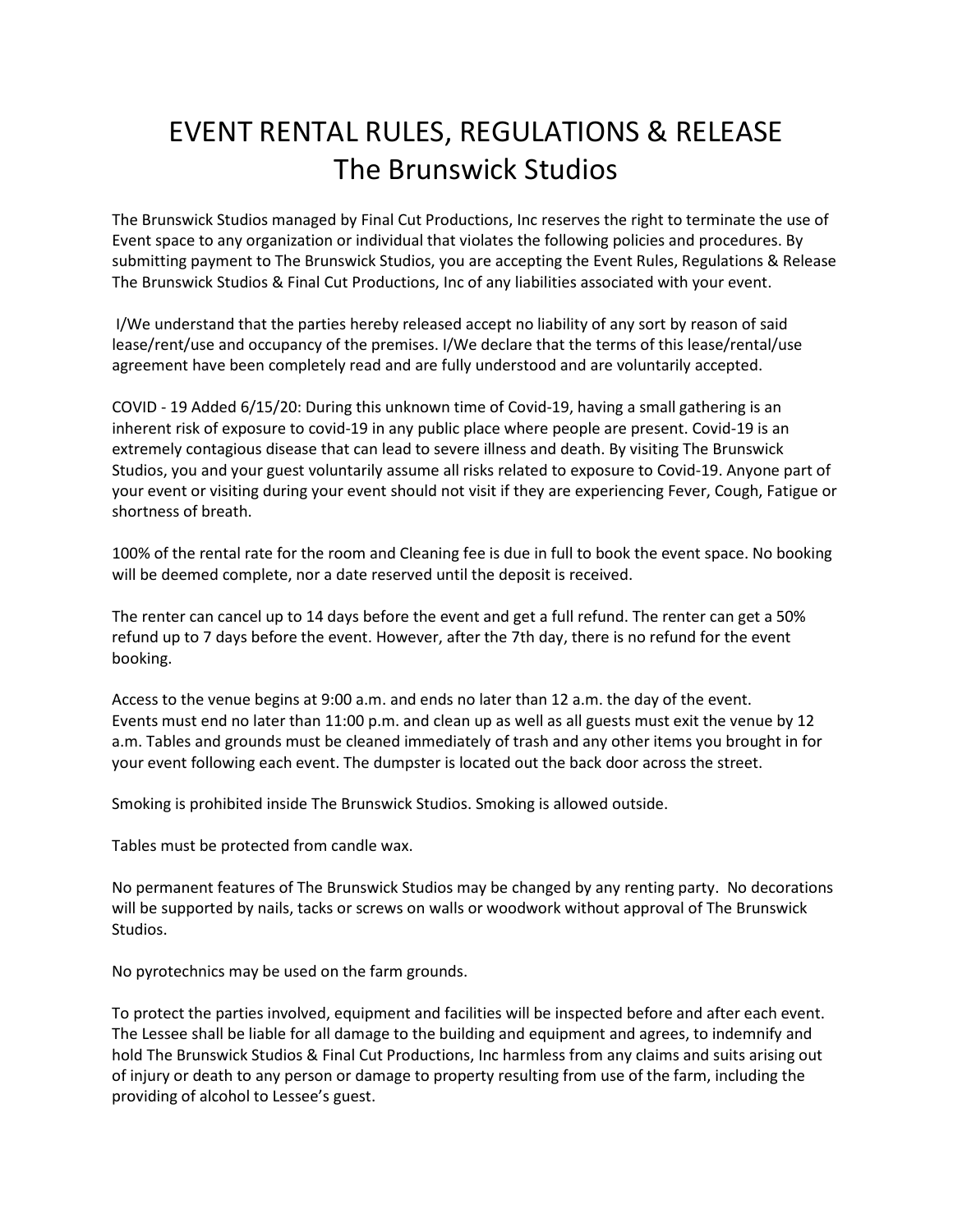# EVENT RENTAL RULES, REGULATIONS & RELEASE
# The Brunswick Studios

The Brunswick Studios managed by Final Cut Productions, Inc reserves the right to terminate the use of Event space to any organization or individual that violates the following policies and procedures. By submitting payment to The Brunswick Studios, you are accepting the Event Rules, Regulations & Release The Brunswick Studios & Final Cut Productions, Inc of any liabilities associated with your event.

I/We understand that the parties hereby released accept no liability of any sort by reason of said lease/rent/use and occupancy of the premises. I/We declare that the terms of this lease/rental/use agreement have been completely read and are fully understood and are voluntarily accepted.

COVID - 19 Added 6/15/20: During this unknown time of Covid-19, having a small gathering is an inherent risk of exposure to covid-19 in any public place where people are present. Covid-19 is an extremely contagious disease that can lead to severe illness and death. By visiting The Brunswick Studios, you and your guest voluntarily assume all risks related to exposure to Covid-19. Anyone part of your event or visiting during your event should not visit if they are experiencing Fever, Cough, Fatigue or shortness of breath.

100% of the rental rate for the room and Cleaning fee is due in full to book the event space. No booking will be deemed complete, nor a date reserved until the deposit is received.

The renter can cancel up to 14 days before the event and get a full refund. The renter can get a 50% refund up to 7 days before the event. However, after the 7th day, there is no refund for the event booking.

Access to the venue begins at 9:00 a.m. and ends no later than 12 a.m. the day of the event.
Events must end no later than 11:00 p.m. and clean up as well as all guests must exit the venue by 12 a.m. Tables and grounds must be cleaned immediately of trash and any other items you brought in for your event following each event. The dumpster is located out the back door across the street.

Smoking is prohibited inside The Brunswick Studios. Smoking is allowed outside.

Tables must be protected from candle wax.

No permanent features of The Brunswick Studios may be changed by any renting party. No decorations will be supported by nails, tacks or screws on walls or woodwork without approval of The Brunswick Studios.

No pyrotechnics may be used on the farm grounds.

To protect the parties involved, equipment and facilities will be inspected before and after each event. The Lessee shall be liable for all damage to the building and equipment and agrees, to indemnify and hold The Brunswick Studios & Final Cut Productions, Inc harmless from any claims and suits arising out of injury or death to any person or damage to property resulting from use of the farm, including the providing of alcohol to Lessee's guest.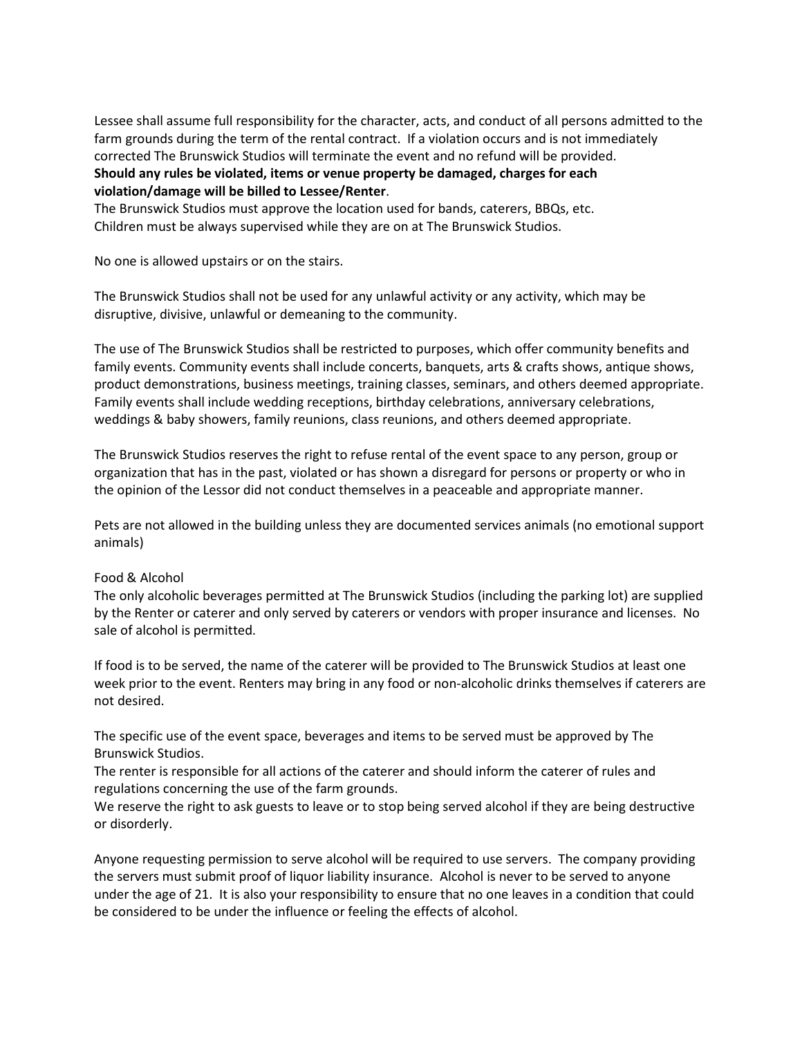Lessee shall assume full responsibility for the character, acts, and conduct of all persons admitted to the farm grounds during the term of the rental contract. If a violation occurs and is not immediately corrected The Brunswick Studios will terminate the event and no refund will be provided.
**Should any rules be violated, items or venue property be damaged, charges for each violation/damage will be billed to Lessee/Renter**.
The Brunswick Studios must approve the location used for bands, caterers, BBQs, etc.
Children must be always supervised while they are on at The Brunswick Studios.

No one is allowed upstairs or on the stairs.

The Brunswick Studios shall not be used for any unlawful activity or any activity, which may be disruptive, divisive, unlawful or demeaning to the community.

The use of The Brunswick Studios shall be restricted to purposes, which offer community benefits and family events. Community events shall include concerts, banquets, arts & crafts shows, antique shows, product demonstrations, business meetings, training classes, seminars, and others deemed appropriate. Family events shall include wedding receptions, birthday celebrations, anniversary celebrations, weddings & baby showers, family reunions, class reunions, and others deemed appropriate.

The Brunswick Studios reserves the right to refuse rental of the event space to any person, group or organization that has in the past, violated or has shown a disregard for persons or property or who in the opinion of the Lessor did not conduct themselves in a peaceable and appropriate manner.

Pets are not allowed in the building unless they are documented services animals (no emotional support animals)

Food & Alcohol
The only alcoholic beverages permitted at The Brunswick Studios (including the parking lot) are supplied by the Renter or caterer and only served by caterers or vendors with proper insurance and licenses. No sale of alcohol is permitted.

If food is to be served, the name of the caterer will be provided to The Brunswick Studios at least one week prior to the event. Renters may bring in any food or non-alcoholic drinks themselves if caterers are not desired.

The specific use of the event space, beverages and items to be served must be approved by The Brunswick Studios.
The renter is responsible for all actions of the caterer and should inform the caterer of rules and regulations concerning the use of the farm grounds.
We reserve the right to ask guests to leave or to stop being served alcohol if they are being destructive or disorderly.

Anyone requesting permission to serve alcohol will be required to use servers. The company providing the servers must submit proof of liquor liability insurance. Alcohol is never to be served to anyone under the age of 21. It is also your responsibility to ensure that no one leaves in a condition that could be considered to be under the influence or feeling the effects of alcohol.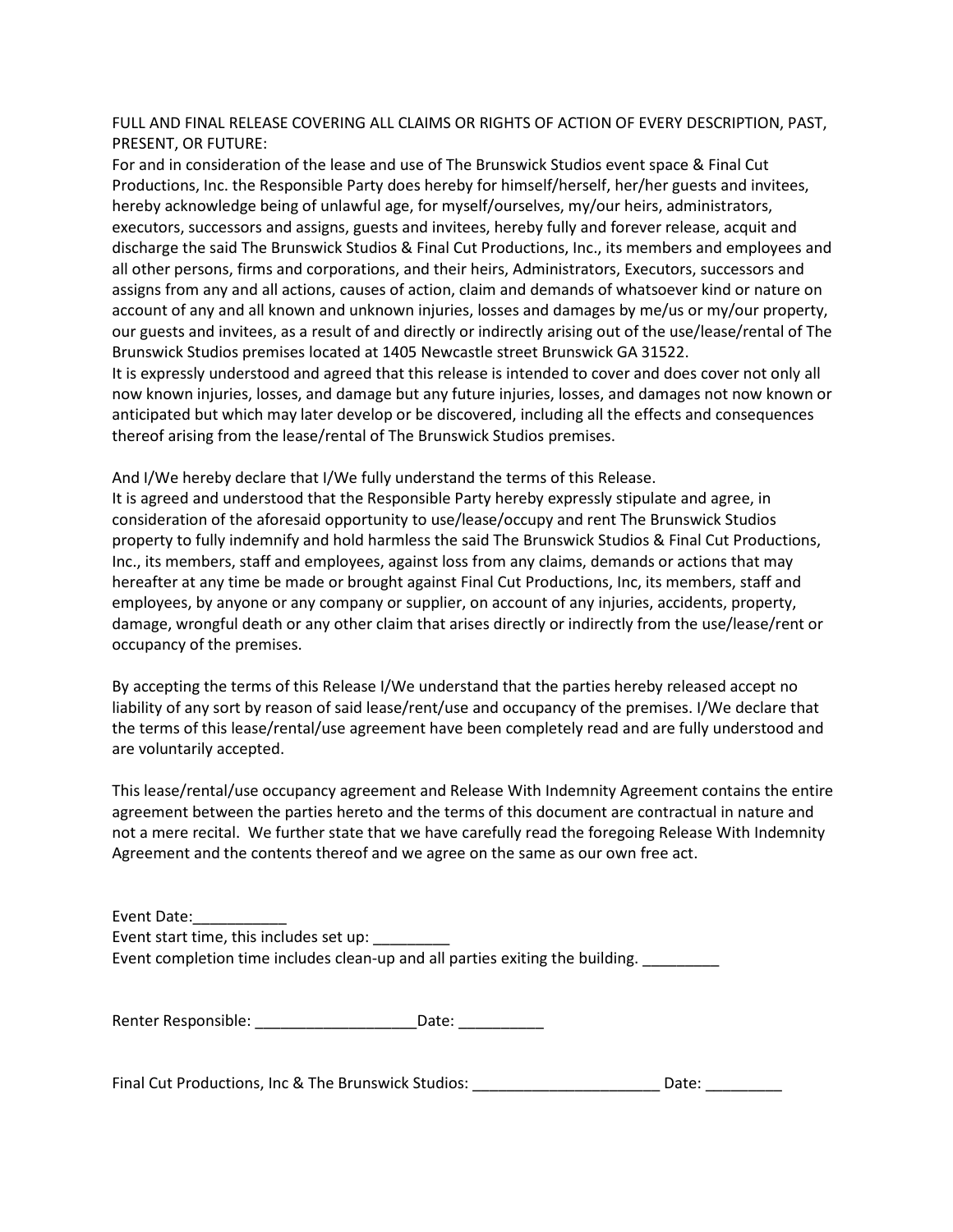FULL AND FINAL RELEASE COVERING ALL CLAIMS OR RIGHTS OF ACTION OF EVERY DESCRIPTION, PAST, PRESENT, OR FUTURE:

For and in consideration of the lease and use of The Brunswick Studios event space & Final Cut Productions, Inc. the Responsible Party does hereby for himself/herself, her/her guests and invitees, hereby acknowledge being of unlawful age, for myself/ourselves, my/our heirs, administrators, executors, successors and assigns, guests and invitees, hereby fully and forever release, acquit and discharge the said The Brunswick Studios & Final Cut Productions, Inc., its members and employees and all other persons, firms and corporations, and their heirs, Administrators, Executors, successors and assigns from any and all actions, causes of action, claim and demands of whatsoever kind or nature on account of any and all known and unknown injuries, losses and damages by me/us or my/our property, our guests and invitees, as a result of and directly or indirectly arising out of the use/lease/rental of The Brunswick Studios premises located at 1405 Newcastle street Brunswick GA 31522.

It is expressly understood and agreed that this release is intended to cover and does cover not only all now known injuries, losses, and damage but any future injuries, losses, and damages not now known or anticipated but which may later develop or be discovered, including all the effects and consequences thereof arising from the lease/rental of The Brunswick Studios premises.

And I/We hereby declare that I/We fully understand the terms of this Release.

It is agreed and understood that the Responsible Party hereby expressly stipulate and agree, in consideration of the aforesaid opportunity to use/lease/occupy and rent The Brunswick Studios property to fully indemnify and hold harmless the said The Brunswick Studios & Final Cut Productions, Inc., its members, staff and employees, against loss from any claims, demands or actions that may hereafter at any time be made or brought against Final Cut Productions, Inc, its members, staff and employees, by anyone or any company or supplier, on account of any injuries, accidents, property, damage, wrongful death or any other claim that arises directly or indirectly from the use/lease/rent or occupancy of the premises.

By accepting the terms of this Release I/We understand that the parties hereby released accept no liability of any sort by reason of said lease/rent/use and occupancy of the premises. I/We declare that the terms of this lease/rental/use agreement have been completely read and are fully understood and are voluntarily accepted.

This lease/rental/use occupancy agreement and Release With Indemnity Agreement contains the entire agreement between the parties hereto and the terms of this document are contractual in nature and not a mere recital. We further state that we have carefully read the foregoing Release With Indemnity Agreement and the contents thereof and we agree on the same as our own free act.

Event Date:___________

Event start time, this includes set up: _________

Event completion time includes clean-up and all parties exiting the building. _________

Renter Responsible: ___________________Date: __________

Final Cut Productions, Inc & The Brunswick Studios: ______________________ Date: _________